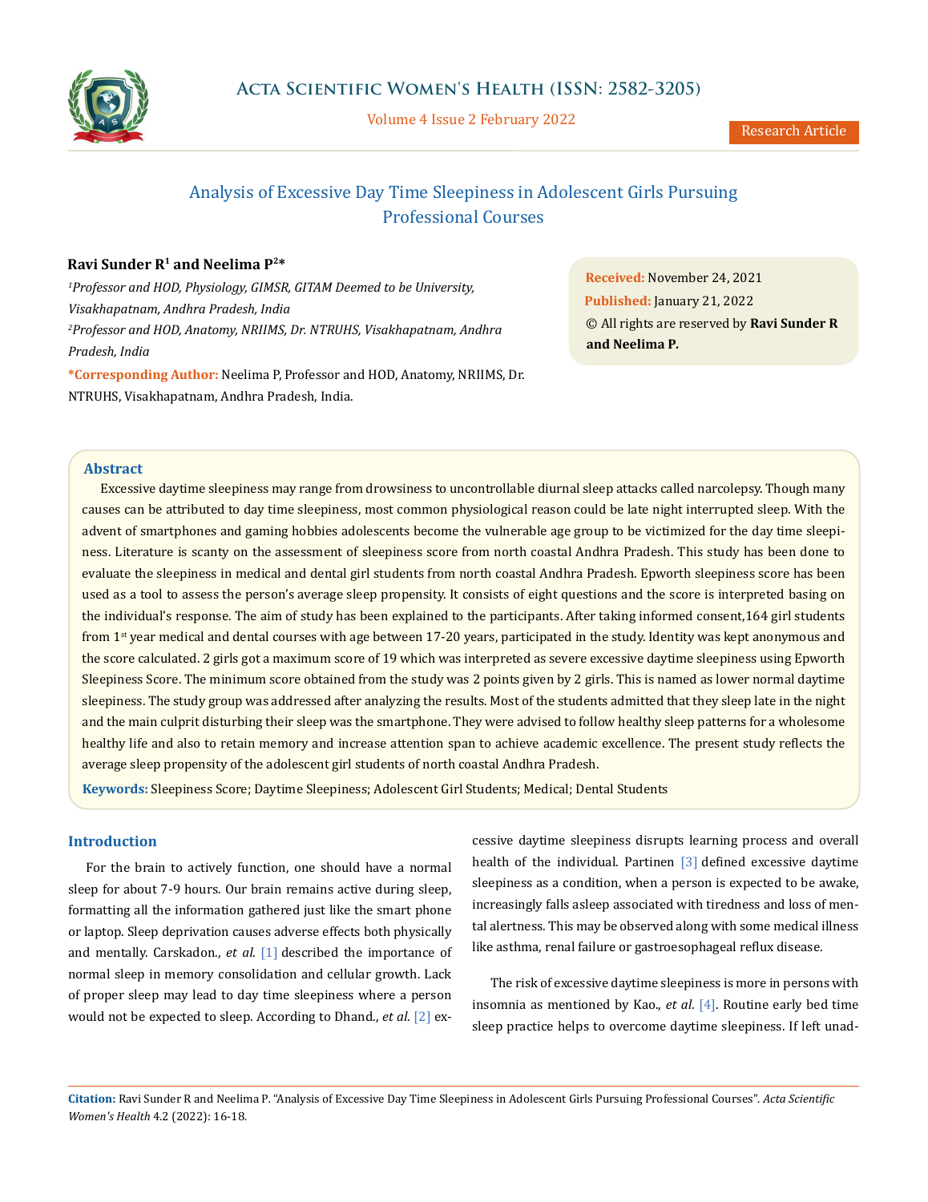# Analysis of Excessive Day Time Sleepiness in Adolescent Girls Pursuing Professional Courses

**Ravi Sunder R[1] and Neelima P[2]***

*[1]Professor and HOD, Physiology, GIMSR, GITAM Deemed to be University, Visakhapatnam, Andhra Pradesh, India*

*[2]Professor and HOD, Anatomy, NRIIMS, Dr. NTRUHS, Visakhapatnam, Andhra Pradesh, India*

**\*Corresponding Author:** Neelima P, Professor and HOD, Anatomy, NRIIMS, Dr. NTRUHS, Visakhapatnam, Andhra Pradesh, India.

**Received:** November 24, 2021

**Published:** January 21, 2022

© All rights are reserved by **Ravi Sunder R and Neelima P.**

## Abstract

Excessive daytime sleepiness may range from drowsiness to uncontrollable diurnal sleep attacks called narcolepsy. Though many causes can be attributed to day time sleepiness, most common physiological reason could be late night interrupted sleep. With the advent of smartphones and gaming hobbies adolescents become the vulnerable age group to be victimized for the day time sleepiness. Literature is scanty on the assessment of sleepiness score from north coastal Andhra Pradesh. This study has been done to evaluate the sleepiness in medical and dental girl students from north coastal Andhra Pradesh. Epworth sleepiness score has been used as a tool to assess the person's average sleep propensity. It consists of eight questions and the score is interpreted basing on the individual's response. The aim of study has been explained to the participants. After taking informed consent,164 girl students from 1st year medical and dental courses with age between 17-20 years, participated in the study. Identity was kept anonymous and the score calculated. 2 girls got a maximum score of 19 which was interpreted as severe excessive daytime sleepiness using Epworth Sleepiness Score. The minimum score obtained from the study was 2 points given by 2 girls. This is named as lower normal daytime sleepiness. The study group was addressed after analyzing the results. Most of the students admitted that they sleep late in the night and the main culprit disturbing their sleep was the smartphone. They were advised to follow healthy sleep patterns for a wholesome healthy life and also to retain memory and increase attention span to achieve academic excellence. The present study reflects the average sleep propensity of the adolescent girl students of north coastal Andhra Pradesh.

**Keywords:** Sleepiness Score; Daytime Sleepiness; Adolescent Girl Students; Medical; Dental Students

## Introduction

For the brain to actively function, one should have a normal sleep for about 7-9 hours. Our brain remains active during sleep, formatting all the information gathered just like the smart phone or laptop. Sleep deprivation causes adverse effects both physically and mentally. Carskadon., *et al*. [1] described the importance of normal sleep in memory consolidation and cellular growth. Lack of proper sleep may lead to day time sleepiness where a person would not be expected to sleep. According to Dhand., *et al*. [2] excessive daytime sleepiness disrupts learning process and overall health of the individual. Partinen [3] defined excessive daytime sleepiness as a condition, when a person is expected to be awake, increasingly falls asleep associated with tiredness and loss of mental alertness. This may be observed along with some medical illness like asthma, renal failure or gastroesophageal reflux disease.

The risk of excessive daytime sleepiness is more in persons with insomnia as mentioned by Kao., *et al*. [4]. Routine early bed time sleep practice helps to overcome daytime sleepiness. If left unad-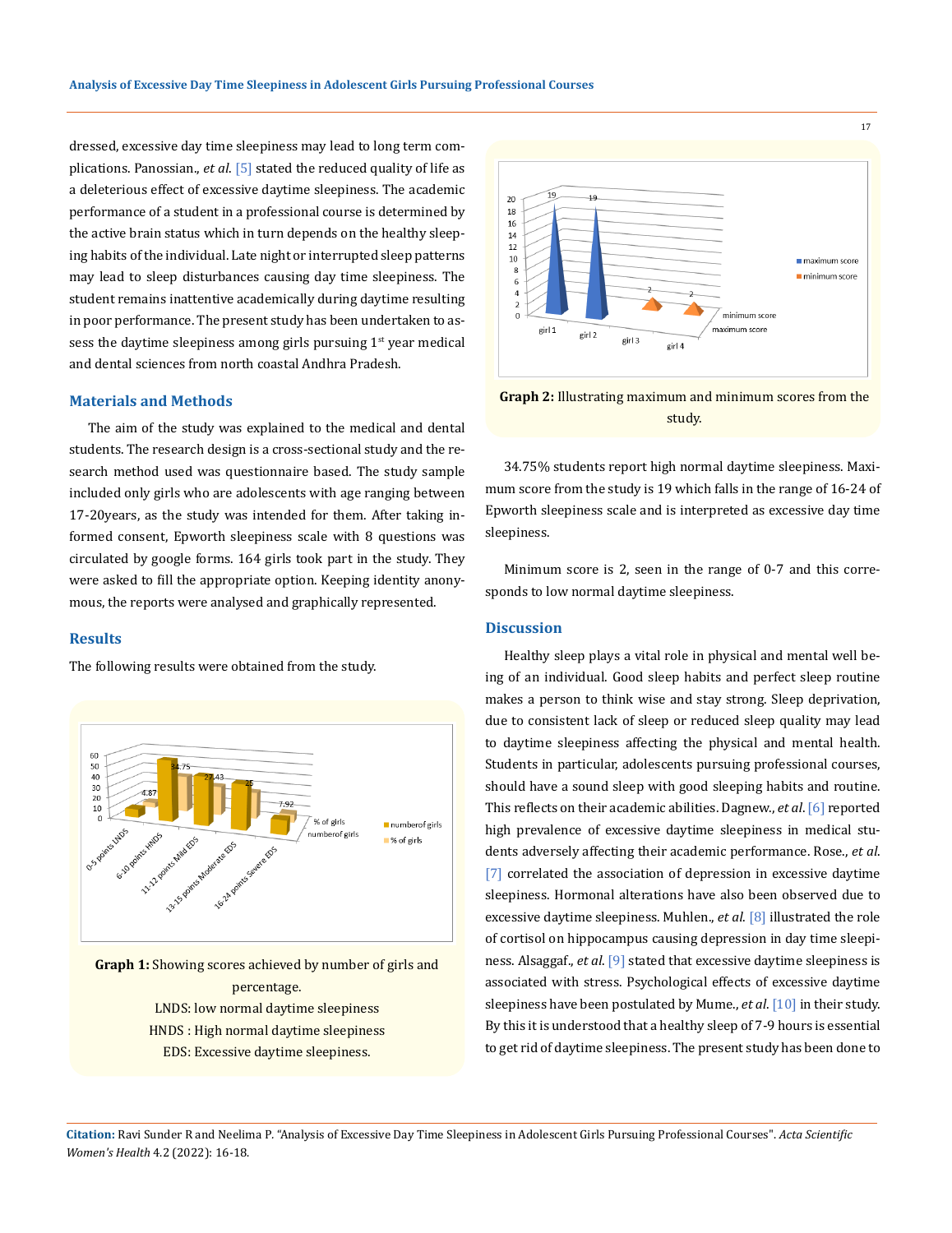dressed, excessive day time sleepiness may lead to long term complications. Panossian., *et al*. [5] stated the reduced quality of life as a deleterious effect of excessive daytime sleepiness. The academic performance of a student in a professional course is determined by the active brain status which in turn depends on the healthy sleeping habits of the individual. Late night or interrupted sleep patterns may lead to sleep disturbances causing day time sleepiness. The student remains inattentive academically during daytime resulting in poor performance. The present study has been undertaken to assess the daytime sleepiness among girls pursuing 1st year medical and dental sciences from north coastal Andhra Pradesh.

## Materials and Methods

The aim of the study was explained to the medical and dental students. The research design is a cross-sectional study and the research method used was questionnaire based. The study sample included only girls who are adolescents with age ranging between 17-20years, as the study was intended for them. After taking informed consent, Epworth sleepiness scale with 8 questions was circulated by google forms. 164 girls took part in the study. They were asked to fill the appropriate option. Keeping identity anonymous, the reports were analysed and graphically represented.

## Results

The following results were obtained from the study.

**Graph 1:** Showing scores achieved by number of girls and percentage.

LNDS: low normal daytime sleepiness

HNDS : High normal daytime sleepiness

EDS: Excessive daytime sleepiness.

**Graph 2:** Illustrating maximum and minimum scores from the study.

34.75% students report high normal daytime sleepiness. Maximum score from the study is 19 which falls in the range of 16-24 of Epworth sleepiness scale and is interpreted as excessive day time sleepiness.

Minimum score is 2, seen in the range of 0-7 and this corresponds to low normal daytime sleepiness.

## Discussion

Healthy sleep plays a vital role in physical and mental well being of an individual. Good sleep habits and perfect sleep routine makes a person to think wise and stay strong. Sleep deprivation, due to consistent lack of sleep or reduced sleep quality may lead to daytime sleepiness affecting the physical and mental health. Students in particular, adolescents pursuing professional courses, should have a sound sleep with good sleeping habits and routine. This reflects on their academic abilities. Dagnew., *et al*. [6] reported high prevalence of excessive daytime sleepiness in medical students adversely affecting their academic performance. Rose., *et al*. [7] correlated the association of depression in excessive daytime sleepiness. Hormonal alterations have also been observed due to excessive daytime sleepiness. Muhlen., *et al*. [8] illustrated the role of cortisol on hippocampus causing depression in day time sleepiness. Alsaggaf., *et al*. [9] stated that excessive daytime sleepiness is associated with stress. Psychological effects of excessive daytime sleepiness have been postulated by Mume., *et al*. [10] in their study. By this it is understood that a healthy sleep of 7-9 hours is essential to get rid of daytime sleepiness. The present study has been done to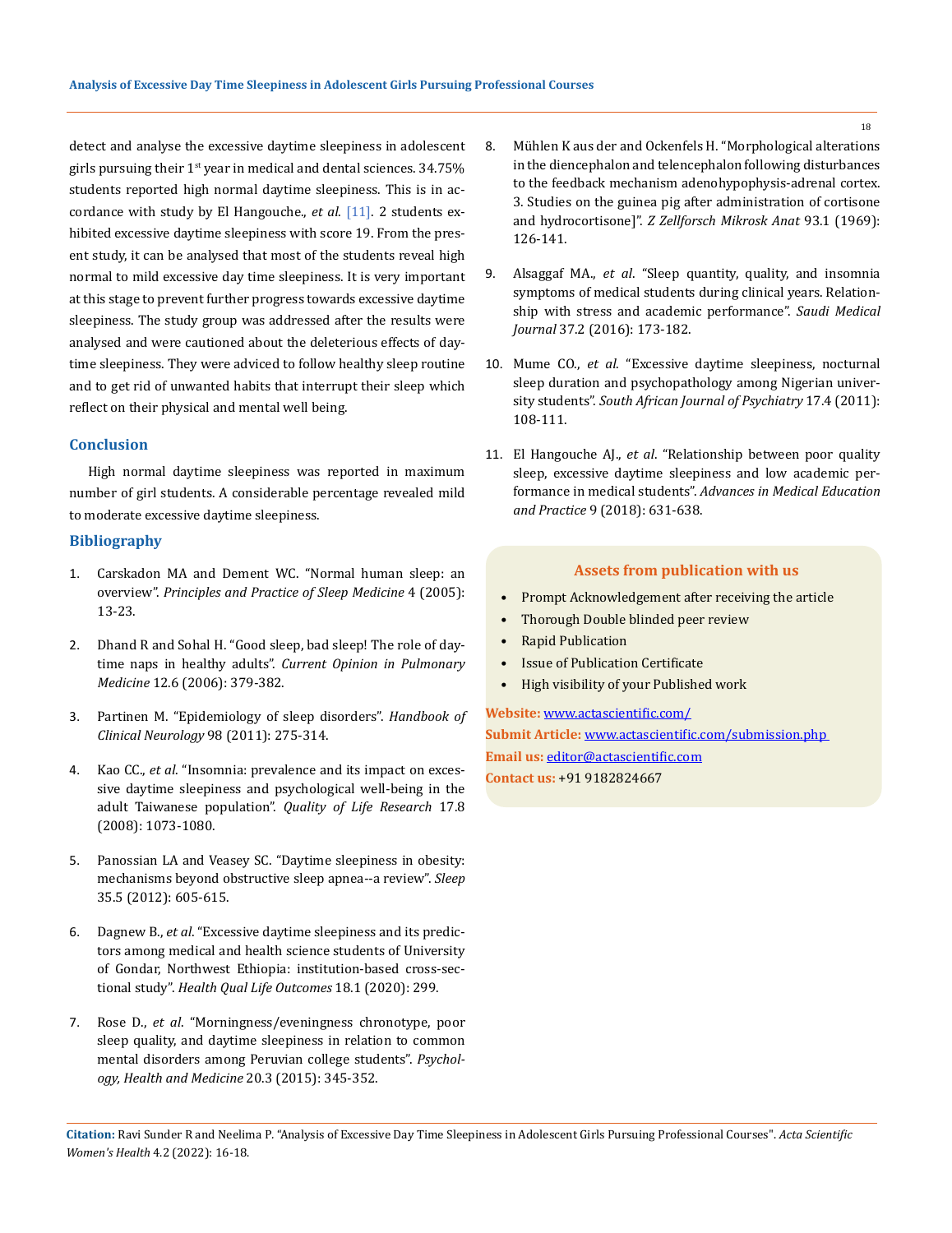detect and analyse the excessive daytime sleepiness in adolescent girls pursuing their 1st year in medical and dental sciences. 34.75% students reported high normal daytime sleepiness. This is in accordance with study by El Hangouche., *et al*. [11]. 2 students exhibited excessive daytime sleepiness with score 19. From the present study, it can be analysed that most of the students reveal high normal to mild excessive day time sleepiness. It is very important at this stage to prevent further progress towards excessive daytime sleepiness. The study group was addressed after the results were analysed and were cautioned about the deleterious effects of daytime sleepiness. They were adviced to follow healthy sleep routine and to get rid of unwanted habits that interrupt their sleep which reflect on their physical and mental well being.

## Conclusion

High normal daytime sleepiness was reported in maximum number of girl students. A considerable percentage revealed mild to moderate excessive daytime sleepiness.

## Bibliography

1. Carskadon MA and Dement WC. "Normal human sleep: an overview". *Principles and Practice of Sleep Medicine* 4 (2005): 13-23.
2. Dhand R and Sohal H. "Good sleep, bad sleep! The role of daytime naps in healthy adults". *Current Opinion in Pulmonary Medicine* 12.6 (2006): 379-382.
3. Partinen M. "Epidemiology of sleep disorders". *Handbook of Clinical Neurology* 98 (2011): 275-314.
4. Kao CC., *et al*. "Insomnia: prevalence and its impact on excessive daytime sleepiness and psychological well-being in the adult Taiwanese population". *Quality of Life Research* 17.8 (2008): 1073-1080.
5. Panossian LA and Veasey SC. "Daytime sleepiness in obesity: mechanisms beyond obstructive sleep apnea--a review". *Sleep* 35.5 (2012): 605-615.
6. Dagnew B., *et al*. "Excessive daytime sleepiness and its predictors among medical and health science students of University of Gondar, Northwest Ethiopia: institution-based cross-sectional study". *Health Qual Life Outcomes* 18.1 (2020): 299.
7. Rose D., *et al*. "Morningness/eveningness chronotype, poor sleep quality, and daytime sleepiness in relation to common mental disorders among Peruvian college students". *Psychology, Health and Medicine* 20.3 (2015): 345-352.
8. Mühlen K aus der and Ockenfels H. "Morphological alterations in the diencephalon and telencephalon following disturbances to the feedback mechanism adenohypophysis-adrenal cortex. 3. Studies on the guinea pig after administration of cortisone and hydrocortisone]". *Z Zellforsch Mikrosk Anat* 93.1 (1969): 126-141.
9. Alsaggaf MA., *et al*. "Sleep quantity, quality, and insomnia symptoms of medical students during clinical years. Relationship with stress and academic performance". *Saudi Medical Journal* 37.2 (2016): 173-182.
10. Mume CO., *et al*. "Excessive daytime sleepiness, nocturnal sleep duration and psychopathology among Nigerian university students". *South African Journal of Psychiatry* 17.4 (2011): 108-111.
11. El Hangouche AJ., *et al*. "Relationship between poor quality sleep, excessive daytime sleepiness and low academic performance in medical students". *Advances in Medical Education and Practice* 9 (2018): 631-638.

**Assets from publication with us**

- Prompt Acknowledgement after receiving the article
- Thorough Double blinded peer review
- Rapid Publication
- Issue of Publication Certificate
- High visibility of your Published work

**Website:** www.actascientific.com/
**Submit Article:** www.actascientific.com/submission.php
**Email us:** editor@actascientific.com
**Contact us:** +91 9182824667

**Citation:** Ravi Sunder R and Neelima P. "Analysis of Excessive Day Time Sleepiness in Adolescent Girls Pursuing Professional Courses". *Acta Scientific Women's Health* 4.2 (2022): 16-18.